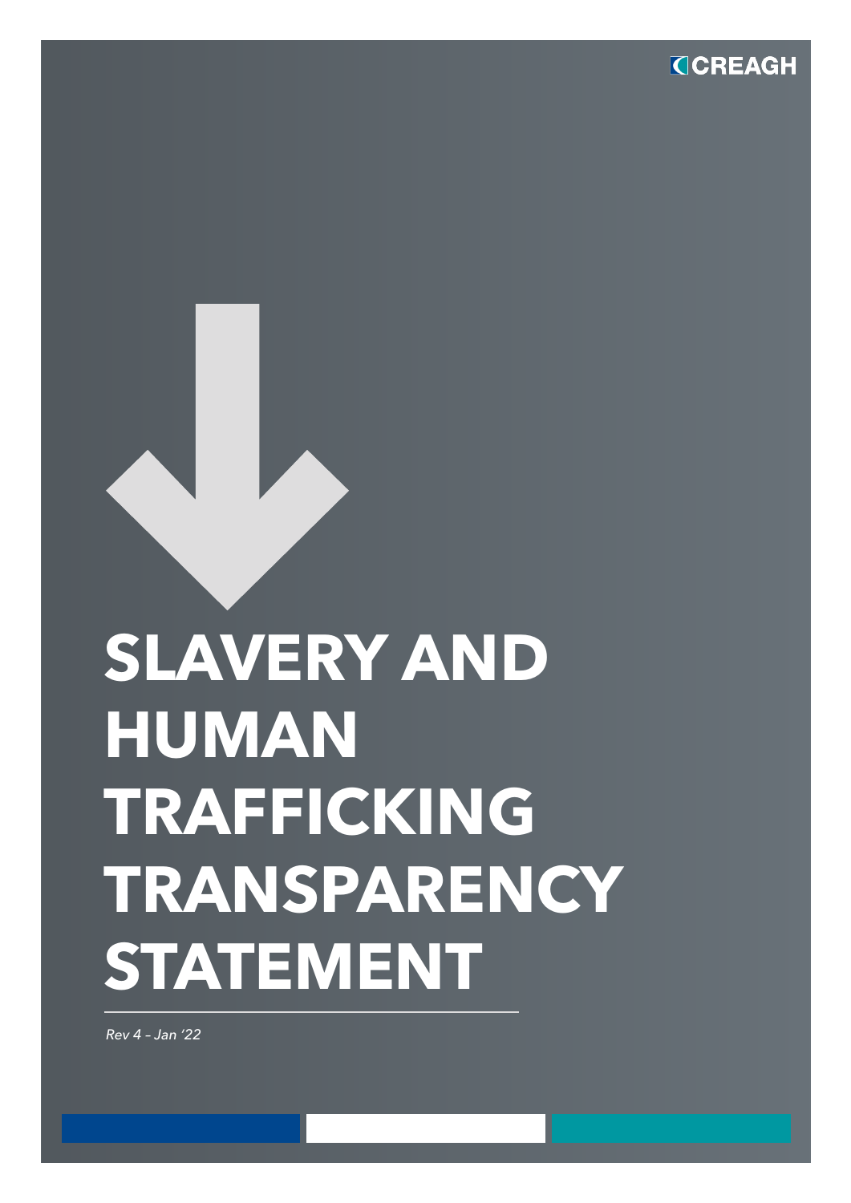CREAGH

# SLAVERY AND HUMAN TRAFFICKING TRANSPARENCY STATEMENT

*Rev 4 – Jan '22*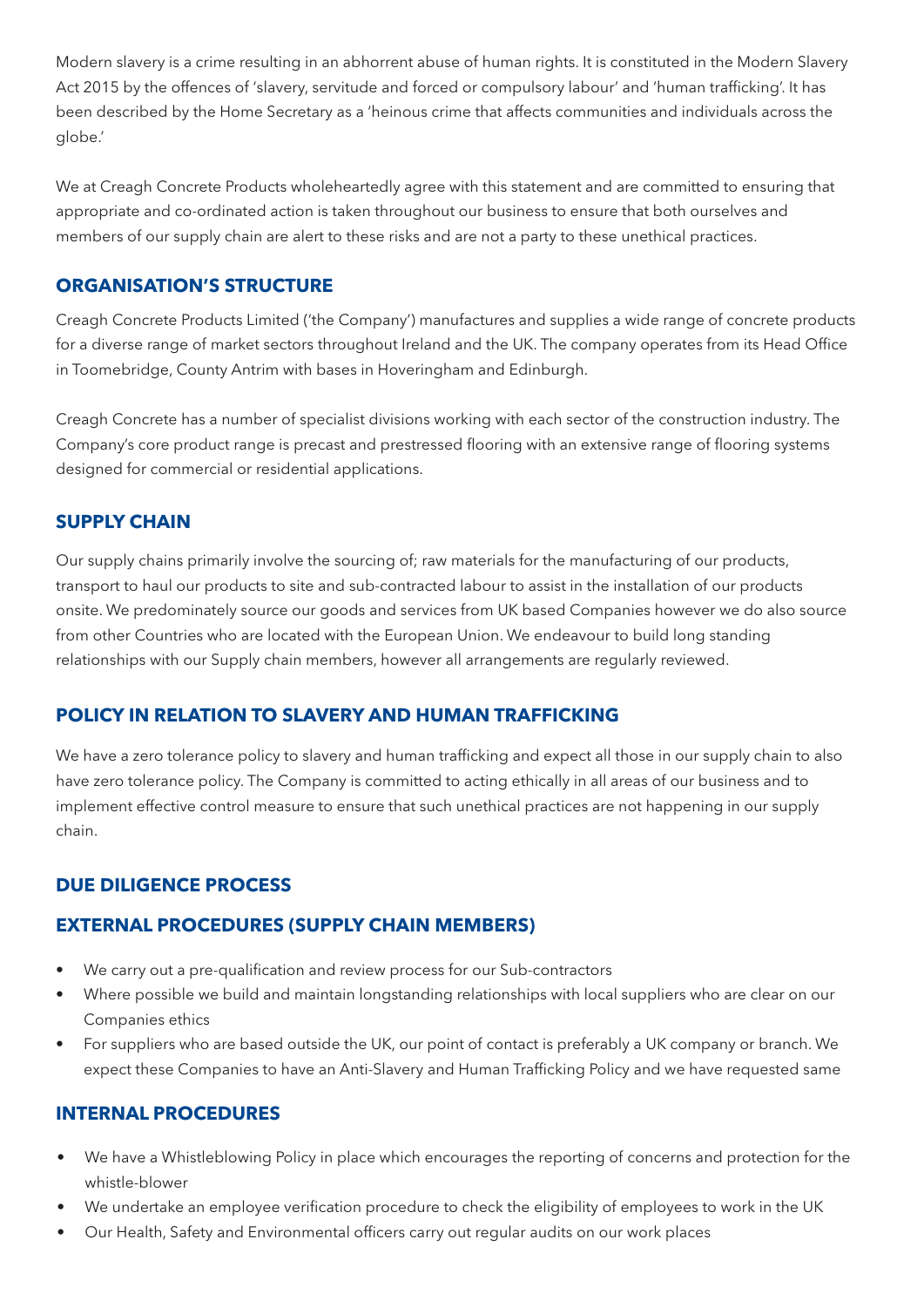Modern slavery is a crime resulting in an abhorrent abuse of human rights. It is constituted in the Modern Slavery Act 2015 by the offences of 'slavery, servitude and forced or compulsory labour' and 'human trafficking'. It has been described by the Home Secretary as a 'heinous crime that affects communities and individuals across the globe.'

We at Creagh Concrete Products wholeheartedly agree with this statement and are committed to ensuring that appropriate and co-ordinated action is taken throughout our business to ensure that both ourselves and members of our supply chain are alert to these risks and are not a party to these unethical practices.

## ORGANISATION'S STRUCTURE

Creagh Concrete Products Limited ('the Company') manufactures and supplies a wide range of concrete products for a diverse range of market sectors throughout Ireland and the UK. The company operates from its Head Office in Toomebridge, County Antrim with bases in Hoveringham and Edinburgh.

Creagh Concrete has a number of specialist divisions working with each sector of the construction industry. The Company's core product range is precast and prestressed flooring with an extensive range of flooring systems designed for commercial or residential applications.

## SUPPLY CHAIN

Our supply chains primarily involve the sourcing of; raw materials for the manufacturing of our products, transport to haul our products to site and sub-contracted labour to assist in the installation of our products onsite. We predominately source our goods and services from UK based Companies however we do also source from other Countries who are located with the European Union. We endeavour to build long standing relationships with our Supply chain members, however all arrangements are regularly reviewed.

## POLICY IN RELATION TO SLAVERY AND HUMAN TRAFFICKING

We have a zero tolerance policy to slavery and human trafficking and expect all those in our supply chain to also have zero tolerance policy. The Company is committed to acting ethically in all areas of our business and to implement effective control measure to ensure that such unethical practices are not happening in our supply chain.

## DUE DILIGENCE PROCESS

## EXTERNAL PROCEDURES (SUPPLY CHAIN MEMBERS)

- We carry out a pre-qualification and review process for our Sub-contractors
- Where possible we build and maintain longstanding relationships with local suppliers who are clear on our Companies ethics
- For suppliers who are based outside the UK, our point of contact is preferably a UK company or branch. We expect these Companies to have an Anti-Slavery and Human Trafficking Policy and we have requested same

## INTERNAL PROCEDURES

- We have a Whistleblowing Policy in place which encourages the reporting of concerns and protection for the whistle-blower
- We undertake an employee verification procedure to check the eligibility of employees to work in the UK
- Our Health, Safety and Environmental officers carry out regular audits on our work places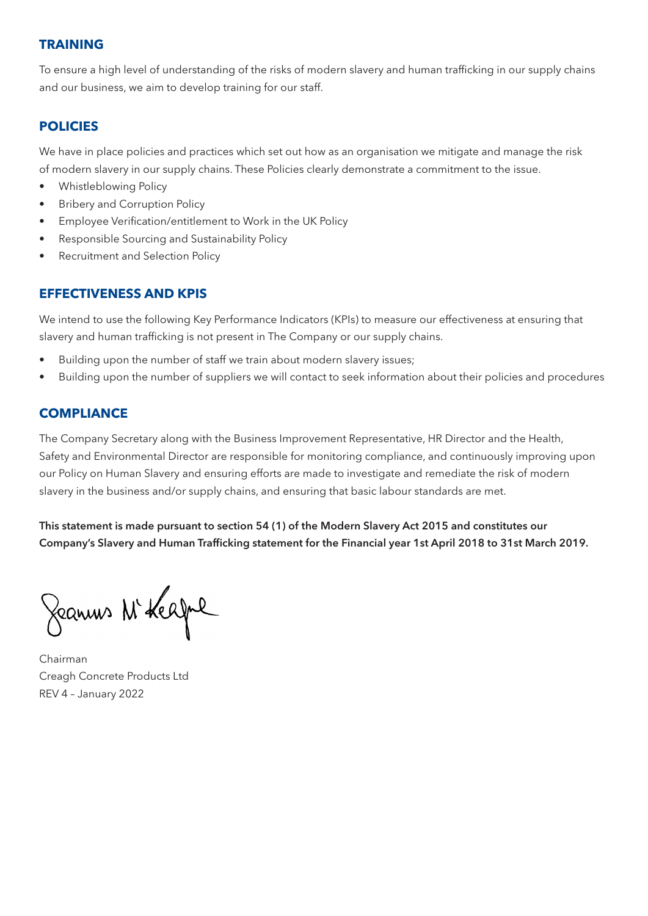## TRAINING

To ensure a high level of understanding of the risks of modern slavery and human trafficking in our supply chains and our business, we aim to develop training for our staff.

## POLICIES

We have in place policies and practices which set out how as an organisation we mitigate and manage the risk of modern slavery in our supply chains. These Policies clearly demonstrate a commitment to the issue.

- Whistleblowing Policy
- Bribery and Corruption Policy
- Employee Verification/entitlement to Work in the UK Policy
- Responsible Sourcing and Sustainability Policy
- Recruitment and Selection Policy

## EFFECTIVENESS AND KPIS

We intend to use the following Key Performance Indicators (KPIs) to measure our effectiveness at ensuring that slavery and human trafficking is not present in The Company or our supply chains.

- Building upon the number of staff we train about modern slavery issues;
- Building upon the number of suppliers we will contact to seek information about their policies and procedures

## COMPLIANCE

The Company Secretary along with the Business Improvement Representative, HR Director and the Health, Safety and Environmental Director are responsible for monitoring compliance, and continuously improving upon our Policy on Human Slavery and ensuring efforts are made to investigate and remediate the risk of modern slavery in the business and/or supply chains, and ensuring that basic labour standards are met.

**This statement is made pursuant to section 54 (1) of the Modern Slavery Act 2015 and constitutes our Company's Slavery and Human Trafficking statement for the Financial year 1st April 2018 to 31st March 2019.**

Seamus McKeague

Chairman
Creagh Concrete Products Ltd
REV 4 – January 2022